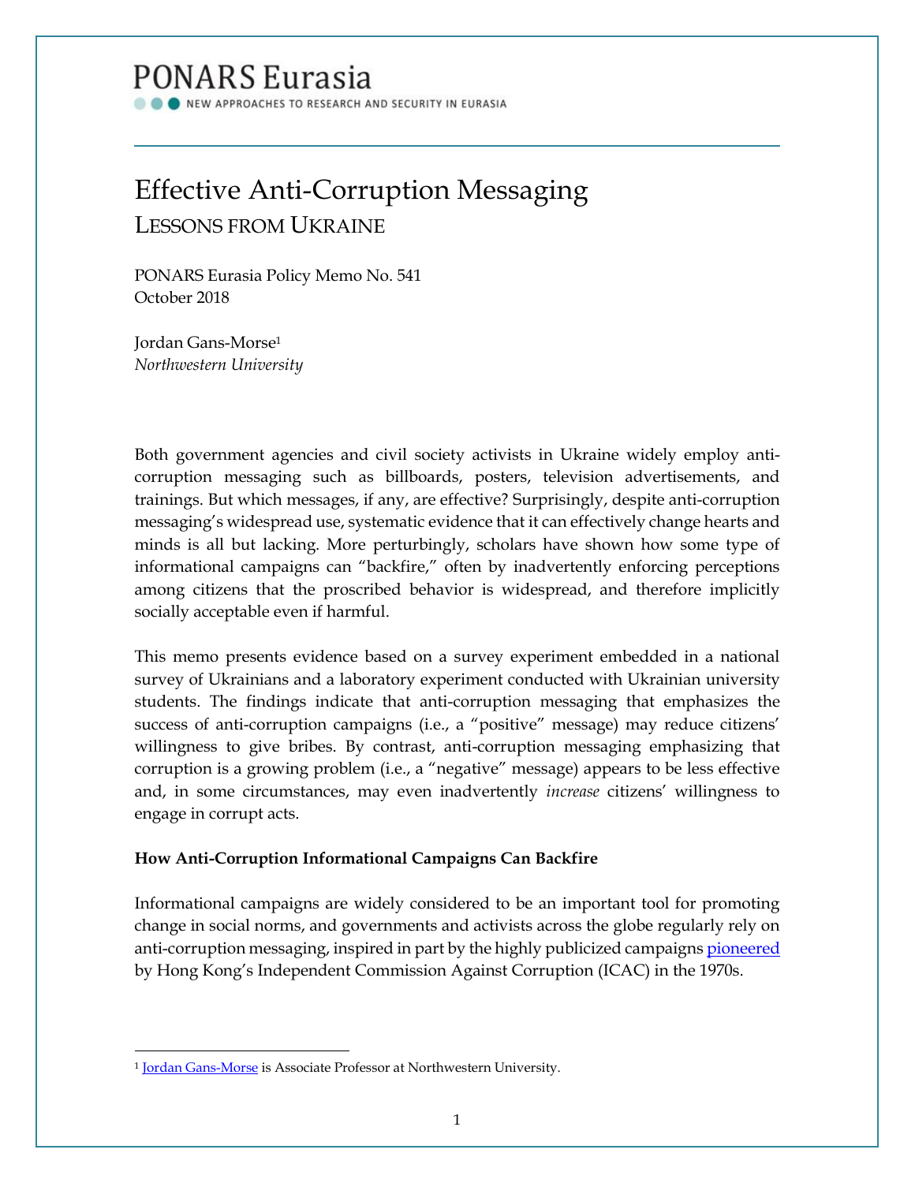PONARS Eurasia

NEW APPROACHES TO RESEARCH AND SECURITY IN EURASIA

# Effective Anti-Corruption Messaging

## LESSONS FROM UKRAINE

PONARS Eurasia Policy Memo No. 541
October 2018

Jordan Gans-Morse[1]
*Northwestern University*

Both government agencies and civil society activists in Ukraine widely employ anti-corruption messaging such as billboards, posters, television advertisements, and trainings. But which messages, if any, are effective? Surprisingly, despite anti-corruption messaging's widespread use, systematic evidence that it can effectively change hearts and minds is all but lacking. More perturbingly, scholars have shown how some type of informational campaigns can "backfire," often by inadvertently enforcing perceptions among citizens that the proscribed behavior is widespread, and therefore implicitly socially acceptable even if harmful.

This memo presents evidence based on a survey experiment embedded in a national survey of Ukrainians and a laboratory experiment conducted with Ukrainian university students. The findings indicate that anti-corruption messaging that emphasizes the success of anti-corruption campaigns (i.e., a "positive" message) may reduce citizens' willingness to give bribes. By contrast, anti-corruption messaging emphasizing that corruption is a growing problem (i.e., a "negative" message) appears to be less effective and, in some circumstances, may even inadvertently *increase* citizens' willingness to engage in corrupt acts.

**How Anti-Corruption Informational Campaigns Can Backfire**

Informational campaigns are widely considered to be an important tool for promoting change in social norms, and governments and activists across the globe regularly rely on anti-corruption messaging, inspired in part by the highly publicized campaigns pioneered by Hong Kong's Independent Commission Against Corruption (ICAC) in the 1970s.

[1] Jordan Gans-Morse is Associate Professor at Northwestern University.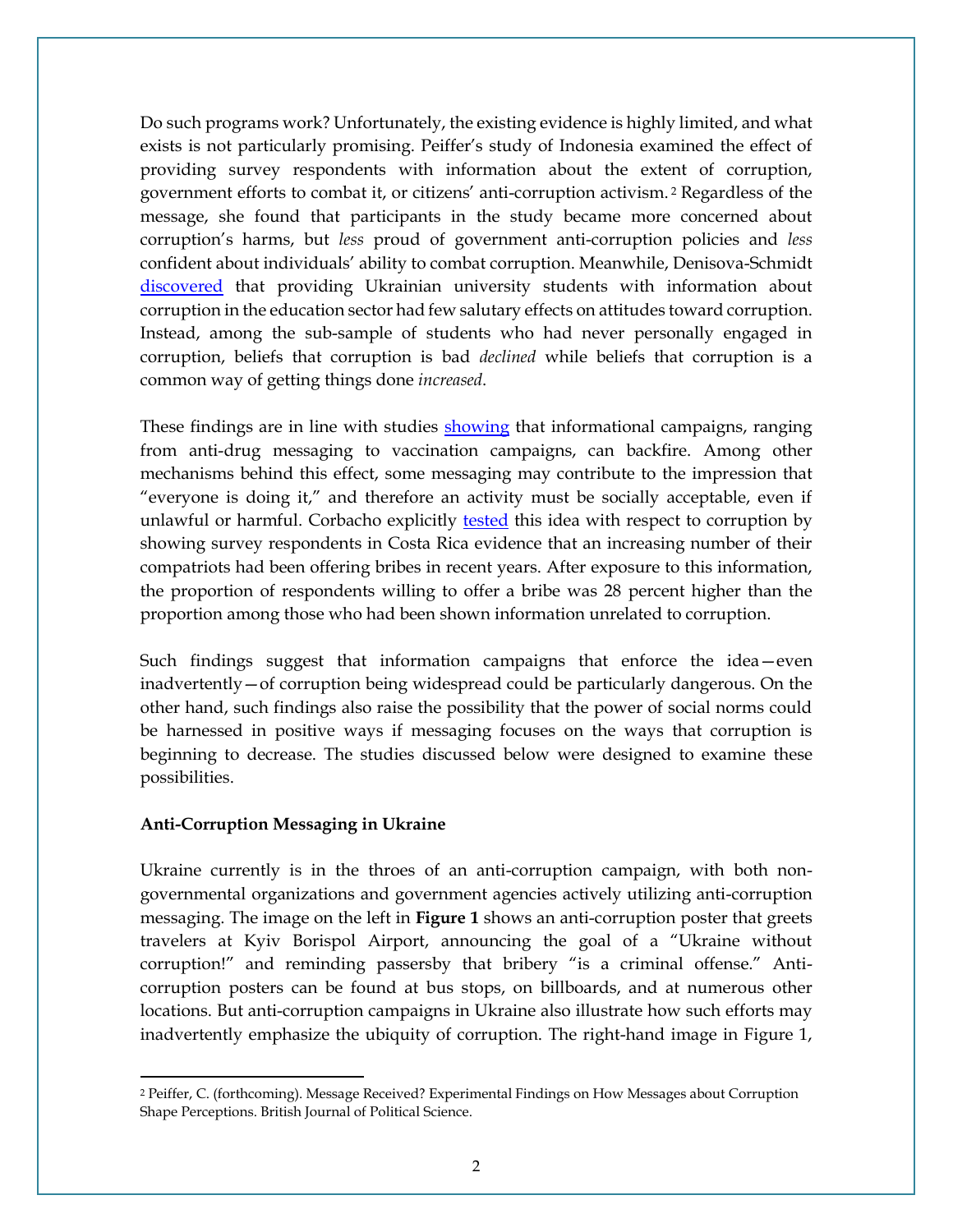Do such programs work? Unfortunately, the existing evidence is highly limited, and what exists is not particularly promising. Peiffer's study of Indonesia examined the effect of providing survey respondents with information about the extent of corruption, government efforts to combat it, or citizens' anti-corruption activism.[2] Regardless of the message, she found that participants in the study became more concerned about corruption's harms, but *less* proud of government anti-corruption policies and *less* confident about individuals' ability to combat corruption. Meanwhile, Denisova-Schmidt [discovered](#) that providing Ukrainian university students with information about corruption in the education sector had few salutary effects on attitudes toward corruption. Instead, among the sub-sample of students who had never personally engaged in corruption, beliefs that corruption is bad *declined* while beliefs that corruption is a common way of getting things done *increased*.

These findings are in line with studies [showing](#) that informational campaigns, ranging from anti-drug messaging to vaccination campaigns, can backfire. Among other mechanisms behind this effect, some messaging may contribute to the impression that "everyone is doing it," and therefore an activity must be socially acceptable, even if unlawful or harmful. Corbacho explicitly [tested](#) this idea with respect to corruption by showing survey respondents in Costa Rica evidence that an increasing number of their compatriots had been offering bribes in recent years. After exposure to this information, the proportion of respondents willing to offer a bribe was 28 percent higher than the proportion among those who had been shown information unrelated to corruption.

Such findings suggest that information campaigns that enforce the idea—even inadvertently—of corruption being widespread could be particularly dangerous. On the other hand, such findings also raise the possibility that the power of social norms could be harnessed in positive ways if messaging focuses on the ways that corruption is beginning to decrease. The studies discussed below were designed to examine these possibilities.

**Anti-Corruption Messaging in Ukraine**

Ukraine currently is in the throes of an anti-corruption campaign, with both non-governmental organizations and government agencies actively utilizing anti-corruption messaging. The image on the left in **Figure 1** shows an anti-corruption poster that greets travelers at Kyiv Borispol Airport, announcing the goal of a "Ukraine without corruption!" and reminding passersby that bribery "is a criminal offense." Anti-corruption posters can be found at bus stops, on billboards, and at numerous other locations. But anti-corruption campaigns in Ukraine also illustrate how such efforts may inadvertently emphasize the ubiquity of corruption. The right-hand image in Figure 1,

---

[2] Peiffer, C. (forthcoming). Message Received? Experimental Findings on How Messages about Corruption Shape Perceptions. British Journal of Political Science.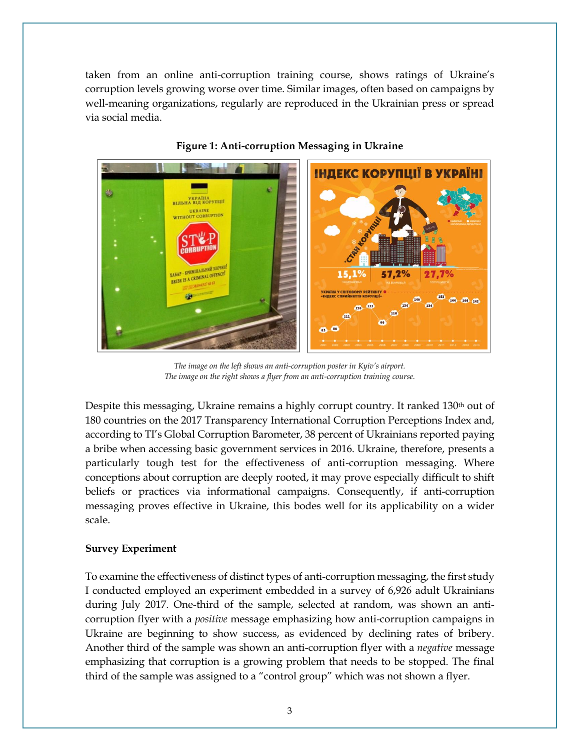taken from an online anti-corruption training course, shows ratings of Ukraine's corruption levels growing worse over time. Similar images, often based on campaigns by well-meaning organizations, regularly are reproduced in the Ukrainian press or spread via social media.

**Figure 1: Anti-corruption Messaging in Ukraine**

*The image on the left shows an anti-corruption poster in Kyiv's airport.*
*The image on the right shows a flyer from an anti-corruption training course.*

Despite this messaging, Ukraine remains a highly corrupt country. It ranked 130th out of 180 countries on the 2017 Transparency International Corruption Perceptions Index and, according to TI's Global Corruption Barometer, 38 percent of Ukrainians reported paying a bribe when accessing basic government services in 2016. Ukraine, therefore, presents a particularly tough test for the effectiveness of anti-corruption messaging. Where conceptions about corruption are deeply rooted, it may prove especially difficult to shift beliefs or practices via informational campaigns. Consequently, if anti-corruption messaging proves effective in Ukraine, this bodes well for its applicability on a wider scale.

**Survey Experiment**

To examine the effectiveness of distinct types of anti-corruption messaging, the first study I conducted employed an experiment embedded in a survey of 6,926 adult Ukrainians during July 2017. One-third of the sample, selected at random, was shown an anti-corruption flyer with a *positive* message emphasizing how anti-corruption campaigns in Ukraine are beginning to show success, as evidenced by declining rates of bribery. Another third of the sample was shown an anti-corruption flyer with a *negative* message emphasizing that corruption is a growing problem that needs to be stopped. The final third of the sample was assigned to a "control group" which was not shown a flyer.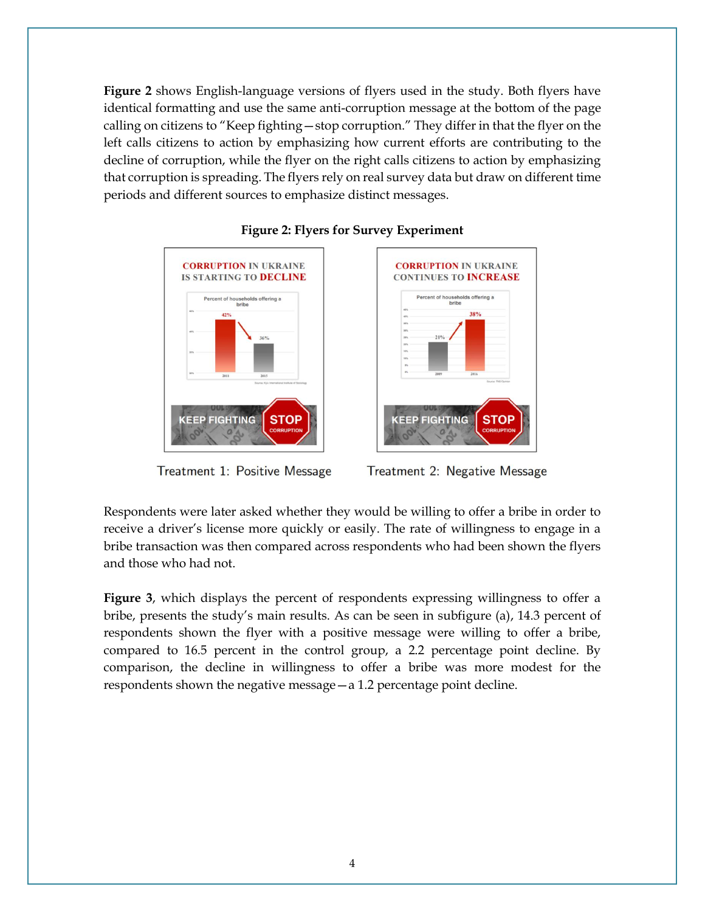**Figure 2** shows English-language versions of flyers used in the study. Both flyers have identical formatting and use the same anti-corruption message at the bottom of the page calling on citizens to "Keep fighting—stop corruption." They differ in that the flyer on the left calls citizens to action by emphasizing how current efforts are contributing to the decline of corruption, while the flyer on the right calls citizens to action by emphasizing that corruption is spreading. The flyers rely on real survey data but draw on different time periods and different sources to emphasize distinct messages.

**Figure 2: Flyers for Survey Experiment**

Treatment 1: Positive Message

Treatment 2: Negative Message

Respondents were later asked whether they would be willing to offer a bribe in order to receive a driver's license more quickly or easily. The rate of willingness to engage in a bribe transaction was then compared across respondents who had been shown the flyers and those who had not.

**Figure 3**, which displays the percent of respondents expressing willingness to offer a bribe, presents the study's main results. As can be seen in subfigure (a), 14.3 percent of respondents shown the flyer with a positive message were willing to offer a bribe, compared to 16.5 percent in the control group, a 2.2 percentage point decline. By comparison, the decline in willingness to offer a bribe was more modest for the respondents shown the negative message—a 1.2 percentage point decline.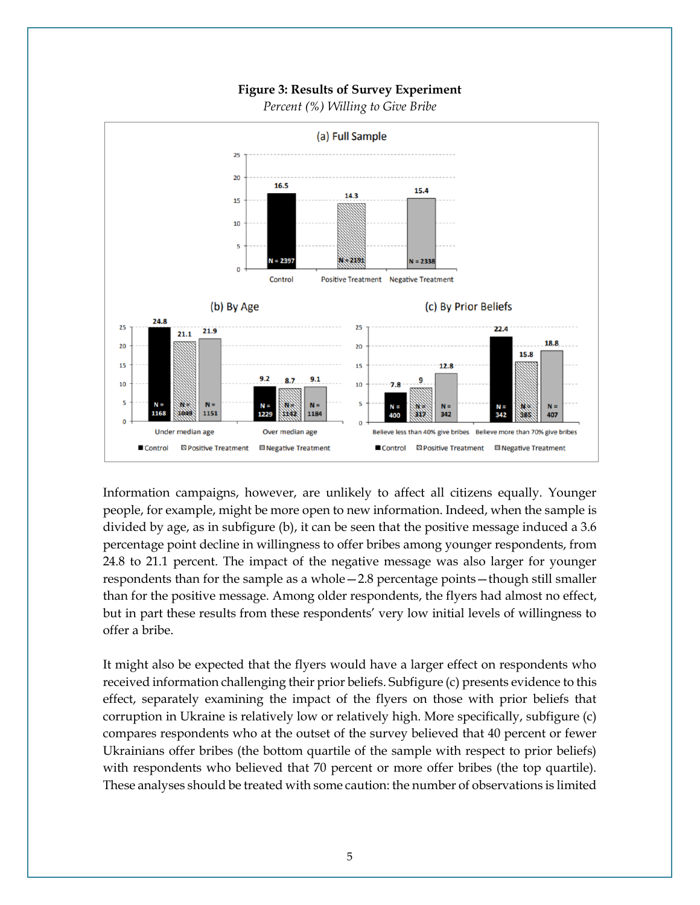**Figure 3: Results of Survey Experiment**

*Percent (%) Willing to Give Bribe*

Information campaigns, however, are unlikely to affect all citizens equally. Younger people, for example, might be more open to new information. Indeed, when the sample is divided by age, as in subfigure (b), it can be seen that the positive message induced a 3.6 percentage point decline in willingness to offer bribes among younger respondents, from 24.8 to 21.1 percent. The impact of the negative message was also larger for younger respondents than for the sample as a whole—2.8 percentage points—though still smaller than for the positive message. Among older respondents, the flyers had almost no effect, but in part these results from these respondents' very low initial levels of willingness to offer a bribe.

It might also be expected that the flyers would have a larger effect on respondents who received information challenging their prior beliefs. Subfigure (c) presents evidence to this effect, separately examining the impact of the flyers on those with prior beliefs that corruption in Ukraine is relatively low or relatively high. More specifically, subfigure (c) compares respondents who at the outset of the survey believed that 40 percent or fewer Ukrainians offer bribes (the bottom quartile of the sample with respect to prior beliefs) with respondents who believed that 70 percent or more offer bribes (the top quartile). These analyses should be treated with some caution: the number of observations is limited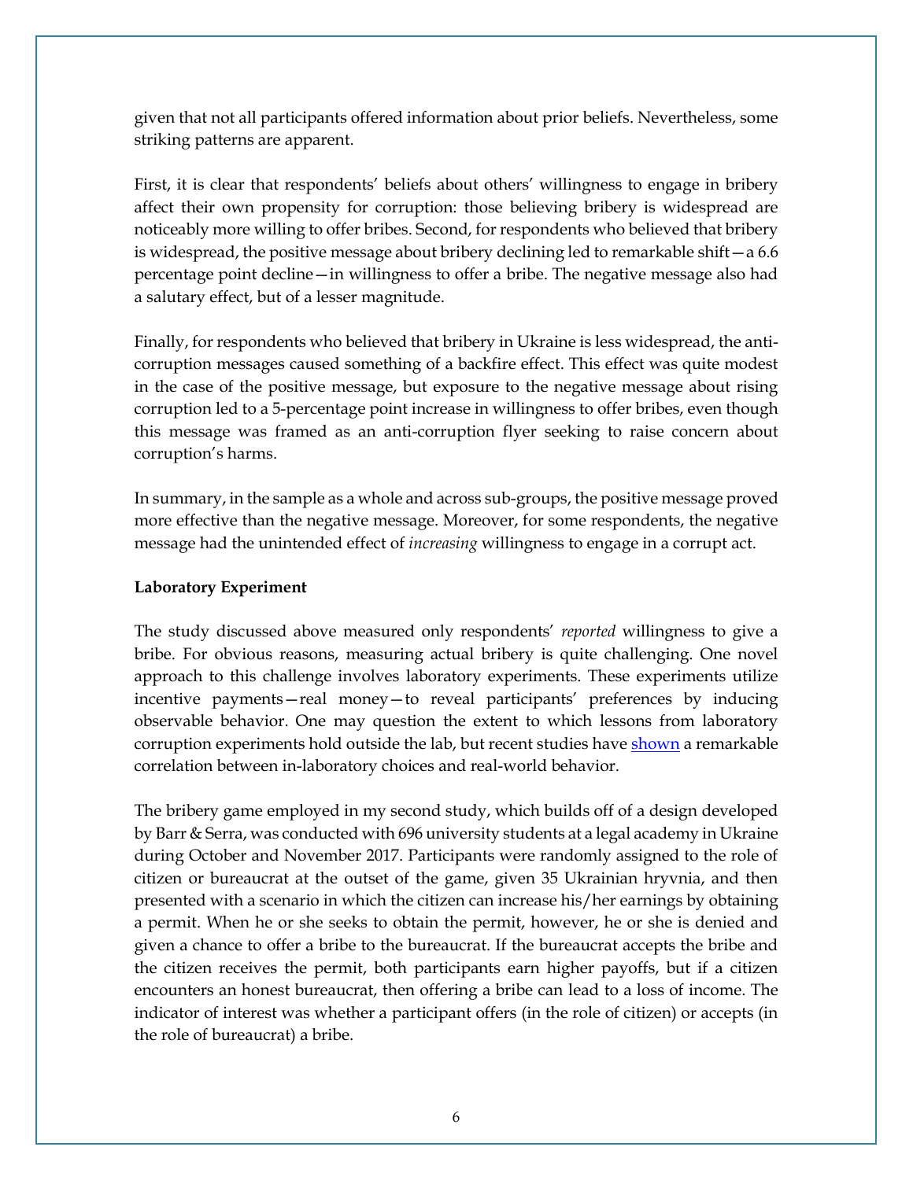given that not all participants offered information about prior beliefs. Nevertheless, some striking patterns are apparent.

First, it is clear that respondents' beliefs about others' willingness to engage in bribery affect their own propensity for corruption: those believing bribery is widespread are noticeably more willing to offer bribes. Second, for respondents who believed that bribery is widespread, the positive message about bribery declining led to remarkable shift—a 6.6 percentage point decline—in willingness to offer a bribe. The negative message also had a salutary effect, but of a lesser magnitude.

Finally, for respondents who believed that bribery in Ukraine is less widespread, the anti-corruption messages caused something of a backfire effect. This effect was quite modest in the case of the positive message, but exposure to the negative message about rising corruption led to a 5-percentage point increase in willingness to offer bribes, even though this message was framed as an anti-corruption flyer seeking to raise concern about corruption's harms.

In summary, in the sample as a whole and across sub-groups, the positive message proved more effective than the negative message. Moreover, for some respondents, the negative message had the unintended effect of *increasing* willingness to engage in a corrupt act.

**Laboratory Experiment**

The study discussed above measured only respondents' *reported* willingness to give a bribe. For obvious reasons, measuring actual bribery is quite challenging. One novel approach to this challenge involves laboratory experiments. These experiments utilize incentive payments—real money—to reveal participants' preferences by inducing observable behavior. One may question the extent to which lessons from laboratory corruption experiments hold outside the lab, but recent studies have shown a remarkable correlation between in-laboratory choices and real-world behavior.

The bribery game employed in my second study, which builds off of a design developed by Barr & Serra, was conducted with 696 university students at a legal academy in Ukraine during October and November 2017. Participants were randomly assigned to the role of citizen or bureaucrat at the outset of the game, given 35 Ukrainian hryvnia, and then presented with a scenario in which the citizen can increase his/her earnings by obtaining a permit. When he or she seeks to obtain the permit, however, he or she is denied and given a chance to offer a bribe to the bureaucrat. If the bureaucrat accepts the bribe and the citizen receives the permit, both participants earn higher payoffs, but if a citizen encounters an honest bureaucrat, then offering a bribe can lead to a loss of income. The indicator of interest was whether a participant offers (in the role of citizen) or accepts (in the role of bureaucrat) a bribe.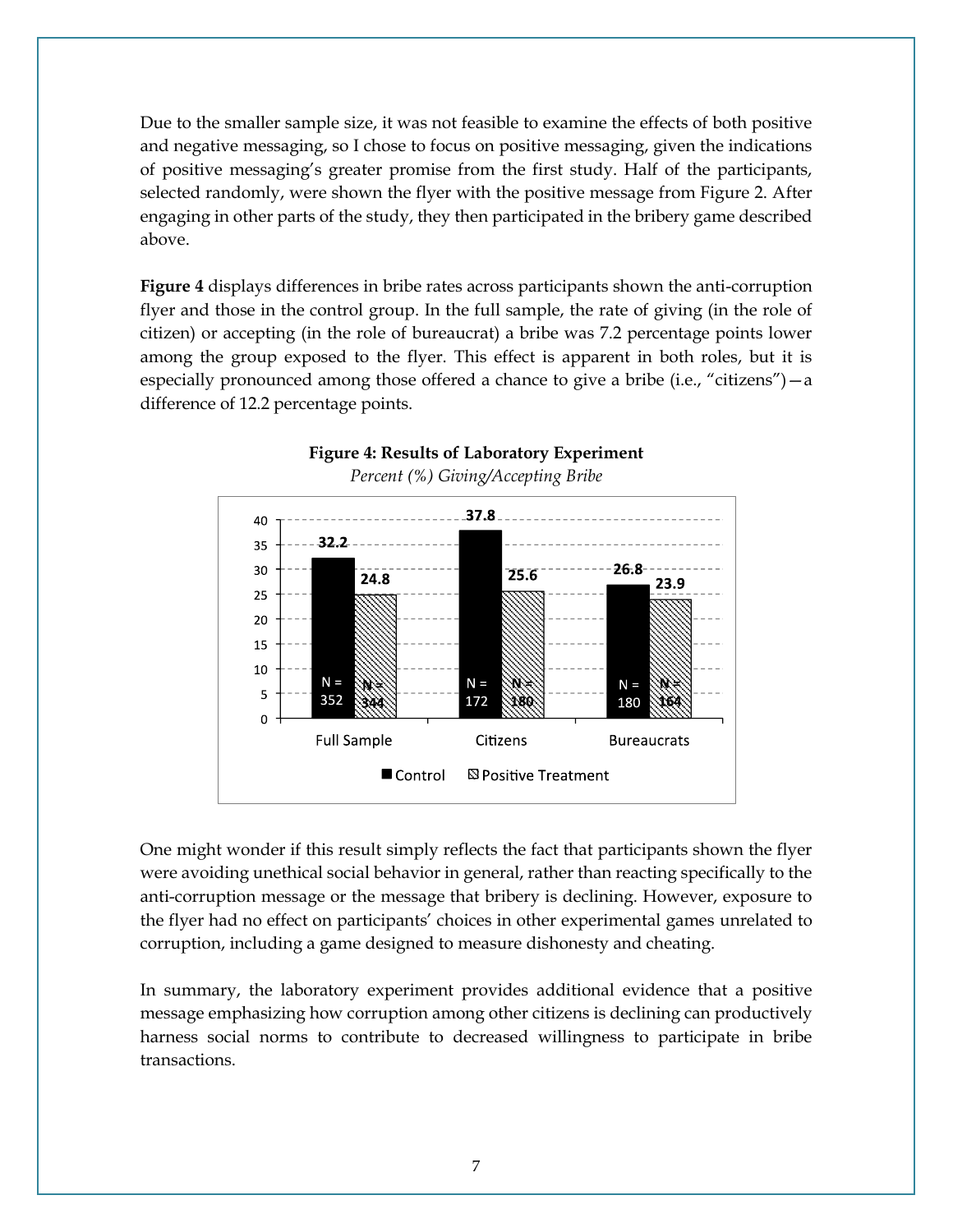Due to the smaller sample size, it was not feasible to examine the effects of both positive and negative messaging, so I chose to focus on positive messaging, given the indications of positive messaging's greater promise from the first study. Half of the participants, selected randomly, were shown the flyer with the positive message from Figure 2. After engaging in other parts of the study, they then participated in the bribery game described above.

**Figure 4** displays differences in bribe rates across participants shown the anti-corruption flyer and those in the control group. In the full sample, the rate of giving (in the role of citizen) or accepting (in the role of bureaucrat) a bribe was 7.2 percentage points lower among the group exposed to the flyer. This effect is apparent in both roles, but it is especially pronounced among those offered a chance to give a bribe (i.e., "citizens")—a difference of 12.2 percentage points.

**Figure 4: Results of Laboratory Experiment**

*Percent (%) Giving/Accepting Bribe*

| | Control | Positive Treatment |
|---|---|---|
| Full Sample | 32.2 (N = 352) | 24.8 (N = 344) |
| Citizens | 37.8 (N = 172) | 25.6 (N = 180) |
| Bureaucrats | 26.8 (N = 180) | 23.9 (N = 164) |

One might wonder if this result simply reflects the fact that participants shown the flyer were avoiding unethical social behavior in general, rather than reacting specifically to the anti-corruption message or the message that bribery is declining. However, exposure to the flyer had no effect on participants' choices in other experimental games unrelated to corruption, including a game designed to measure dishonesty and cheating.

In summary, the laboratory experiment provides additional evidence that a positive message emphasizing how corruption among other citizens is declining can productively harness social norms to contribute to decreased willingness to participate in bribe transactions.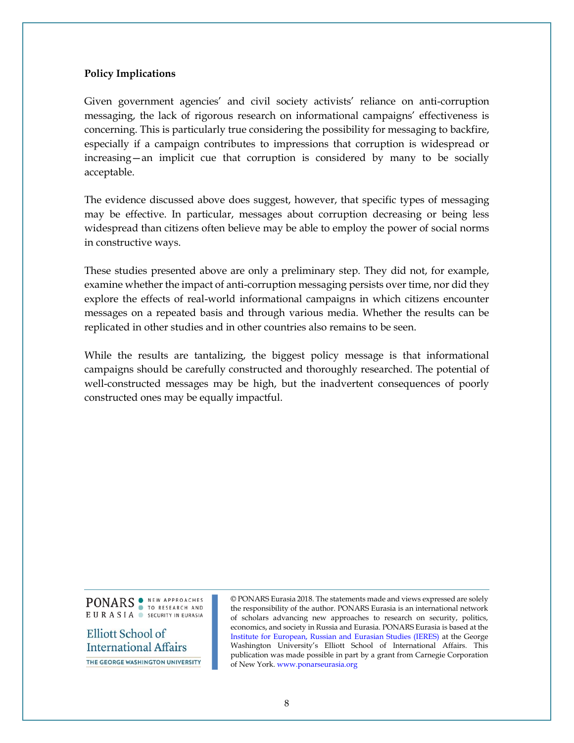**Policy Implications**

Given government agencies' and civil society activists' reliance on anti-corruption messaging, the lack of rigorous research on informational campaigns' effectiveness is concerning. This is particularly true considering the possibility for messaging to backfire, especially if a campaign contributes to impressions that corruption is widespread or increasing—an implicit cue that corruption is considered by many to be socially acceptable.

The evidence discussed above does suggest, however, that specific types of messaging may be effective. In particular, messages about corruption decreasing or being less widespread than citizens often believe may be able to employ the power of social norms in constructive ways.

These studies presented above are only a preliminary step. They did not, for example, examine whether the impact of anti-corruption messaging persists over time, nor did they explore the effects of real-world informational campaigns in which citizens encounter messages on a repeated basis and through various media. Whether the results can be replicated in other studies and in other countries also remains to be seen.

While the results are tantalizing, the biggest policy message is that informational campaigns should be carefully constructed and thoroughly researched. The potential of well-constructed messages may be high, but the inadvertent consequences of poorly constructed ones may be equally impactful.

PONARS EURASIA — NEW APPROACHES TO RESEARCH AND SECURITY IN EURASIA

Elliott School of International Affairs
THE GEORGE WASHINGTON UNIVERSITY

© PONARS Eurasia 2018. The statements made and views expressed are solely the responsibility of the author. PONARS Eurasia is an international network of scholars advancing new approaches to research on security, politics, economics, and society in Russia and Eurasia. PONARS Eurasia is based at the Institute for European, Russian and Eurasian Studies (IERES) at the George Washington University's Elliott School of International Affairs. This publication was made possible in part by a grant from Carnegie Corporation of New York. www.ponarseurasia.org